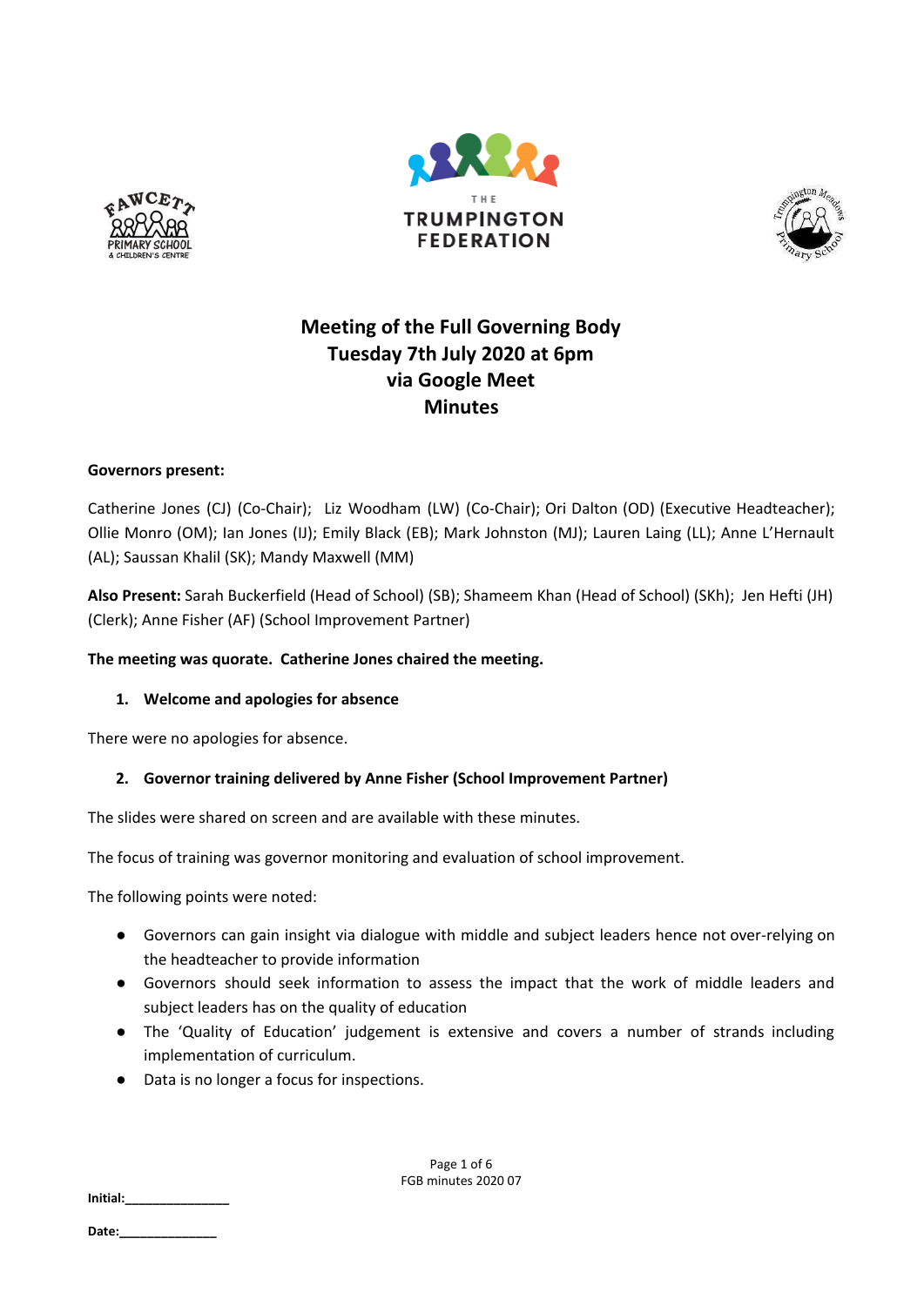# Meeting of the Full Governing Body
# Tuesday 7th July 2020 at 6pm
# via Google Meet
# Minutes

**Governors present:**

Catherine Jones (CJ) (Co-Chair); Liz Woodham (LW) (Co-Chair); Ori Dalton (OD) (Executive Headteacher); Ollie Monro (OM); Ian Jones (IJ); Emily Black (EB); Mark Johnston (MJ); Lauren Laing (LL); Anne L'Hernault (AL); Saussan Khalil (SK); Mandy Maxwell (MM)

**Also Present:** Sarah Buckerfield (Head of School) (SB); Shameem Khan (Head of School) (SKh); Jen Hefti (JH) (Clerk); Anne Fisher (AF) (School Improvement Partner)

**The meeting was quorate. Catherine Jones chaired the meeting.**

1. **Welcome and apologies for absence**

There were no apologies for absence.

2. **Governor training delivered by Anne Fisher (School Improvement Partner)**

The slides were shared on screen and are available with these minutes.

The focus of training was governor monitoring and evaluation of school improvement.

The following points were noted:

- Governors can gain insight via dialogue with middle and subject leaders hence not over-relying on the headteacher to provide information
- Governors should seek information to assess the impact that the work of middle leaders and subject leaders has on the quality of education
- The 'Quality of Education' judgement is extensive and covers a number of strands including implementation of curriculum.
- Data is no longer a focus for inspections.

**Initial:**_______________

**Date:**_______________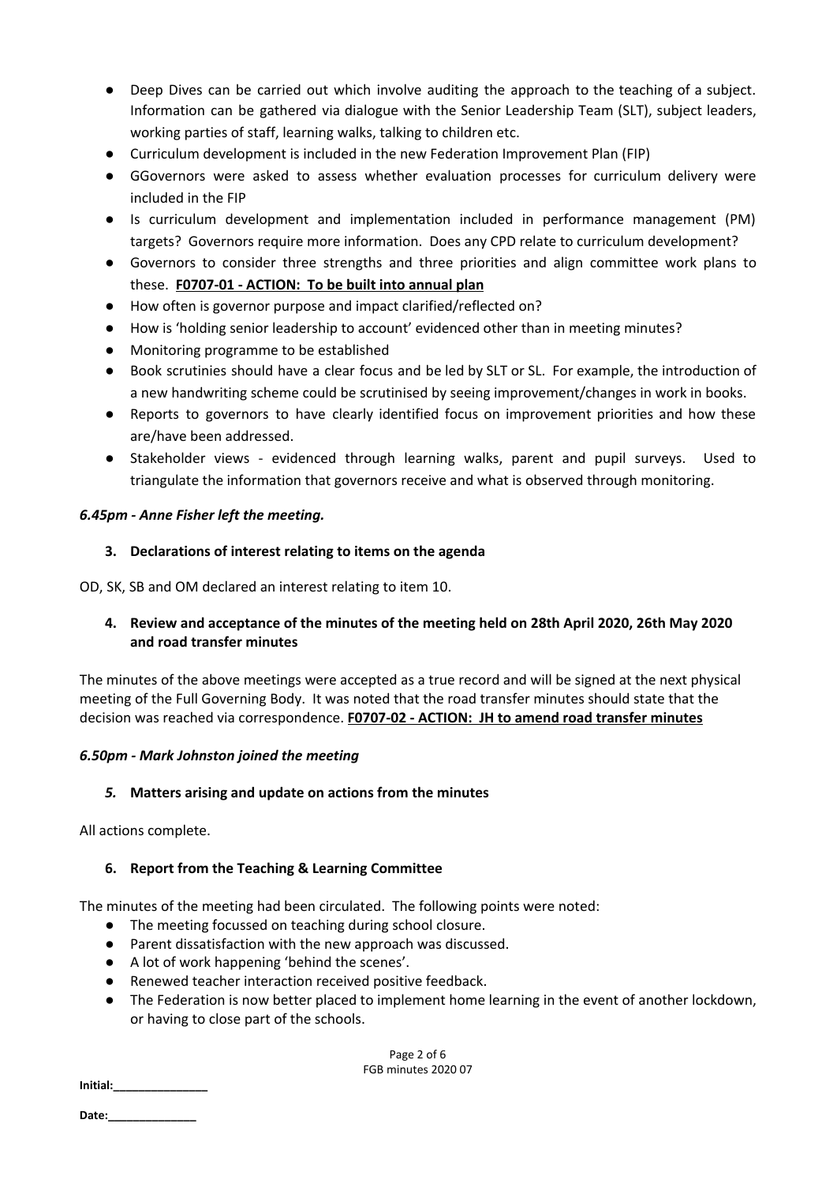- Deep Dives can be carried out which involve auditing the approach to the teaching of a subject. Information can be gathered via dialogue with the Senior Leadership Team (SLT), subject leaders, working parties of staff, learning walks, talking to children etc.
- Curriculum development is included in the new Federation Improvement Plan (FIP)
- GGovernors were asked to assess whether evaluation processes for curriculum delivery were included in the FIP
- Is curriculum development and implementation included in performance management (PM) targets? Governors require more information. Does any CPD relate to curriculum development?
- Governors to consider three strengths and three priorities and align committee work plans to these. **F0707-01 - ACTION: To be built into annual plan**
- How often is governor purpose and impact clarified/reflected on?
- How is 'holding senior leadership to account' evidenced other than in meeting minutes?
- Monitoring programme to be established
- Book scrutinies should have a clear focus and be led by SLT or SL. For example, the introduction of a new handwriting scheme could be scrutinised by seeing improvement/changes in work in books.
- Reports to governors to have clearly identified focus on improvement priorities and how these are/have been addressed.
- Stakeholder views - evidenced through learning walks, parent and pupil surveys. Used to triangulate the information that governors receive and what is observed through monitoring.

***6.45pm - Anne Fisher left the meeting.***

### 3. Declarations of interest relating to items on the agenda

OD, SK, SB and OM declared an interest relating to item 10.

### 4. Review and acceptance of the minutes of the meeting held on 28th April 2020, 26th May 2020 and road transfer minutes

The minutes of the above meetings were accepted as a true record and will be signed at the next physical meeting of the Full Governing Body. It was noted that the road transfer minutes should state that the decision was reached via correspondence. **F0707-02 - ACTION: JH to amend road transfer minutes**

***6.50pm - Mark Johnston joined the meeting***

### *5.* Matters arising and update on actions from the minutes

All actions complete.

### 6. Report from the Teaching & Learning Committee

The minutes of the meeting had been circulated. The following points were noted:

- The meeting focussed on teaching during school closure.
- Parent dissatisfaction with the new approach was discussed.
- A lot of work happening 'behind the scenes'.
- Renewed teacher interaction received positive feedback.
- The Federation is now better placed to implement home learning in the event of another lockdown, or having to close part of the schools.

**Initial:**_______________

**Date:**_______________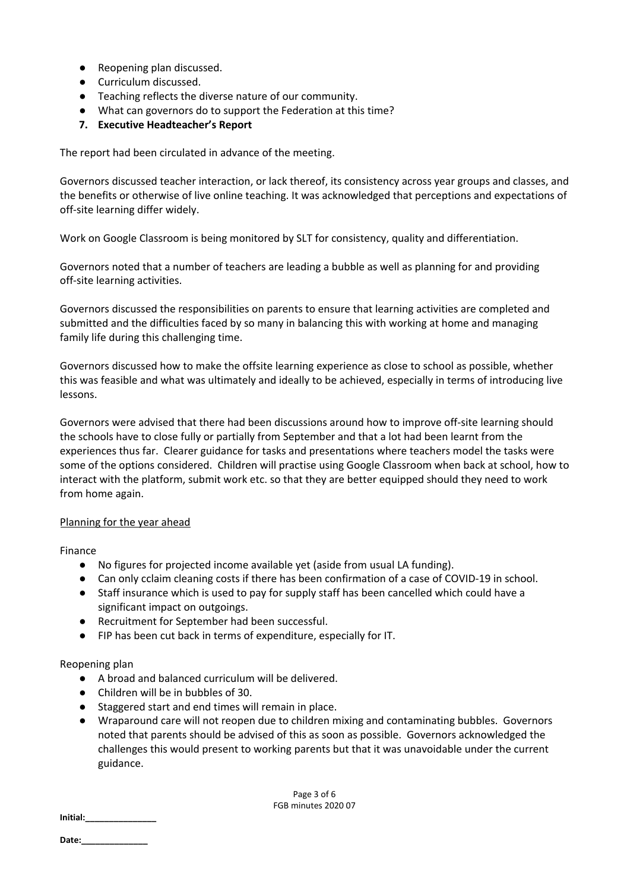- Reopening plan discussed.
- Curriculum discussed.
- Teaching reflects the diverse nature of our community.
- What can governors do to support the Federation at this time?

**7. Executive Headteacher's Report**

The report had been circulated in advance of the meeting.

Governors discussed teacher interaction, or lack thereof, its consistency across year groups and classes, and the benefits or otherwise of live online teaching. It was acknowledged that perceptions and expectations of off-site learning differ widely.

Work on Google Classroom is being monitored by SLT for consistency, quality and differentiation.

Governors noted that a number of teachers are leading a bubble as well as planning for and providing off-site learning activities.

Governors discussed the responsibilities on parents to ensure that learning activities are completed and submitted and the difficulties faced by so many in balancing this with working at home and managing family life during this challenging time.

Governors discussed how to make the offsite learning experience as close to school as possible, whether this was feasible and what was ultimately and ideally to be achieved, especially in terms of introducing live lessons.

Governors were advised that there had been discussions around how to improve off-site learning should the schools have to close fully or partially from September and that a lot had been learnt from the experiences thus far. Clearer guidance for tasks and presentations where teachers model the tasks were some of the options considered. Children will practise using Google Classroom when back at school, how to interact with the platform, submit work etc. so that they are better equipped should they need to work from home again.

Planning for the year ahead

Finance

- No figures for projected income available yet (aside from usual LA funding).
- Can only cclaim cleaning costs if there has been confirmation of a case of COVID-19 in school.
- Staff insurance which is used to pay for supply staff has been cancelled which could have a significant impact on outgoings.
- Recruitment for September had been successful.
- FIP has been cut back in terms of expenditure, especially for IT.

Reopening plan

- A broad and balanced curriculum will be delivered.
- Children will be in bubbles of 30.
- Staggered start and end times will remain in place.
- Wraparound care will not reopen due to children mixing and contaminating bubbles. Governors noted that parents should be advised of this as soon as possible. Governors acknowledged the challenges this would present to working parents but that it was unavoidable under the current guidance.

Initial:______________

Date:______________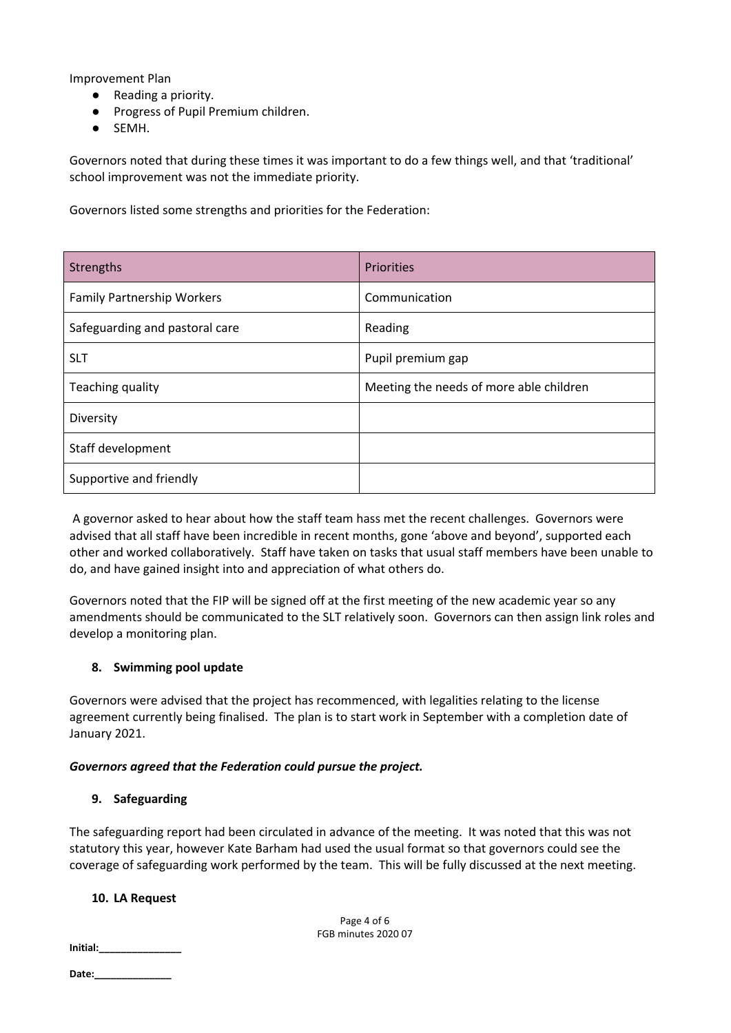Improvement Plan

- Reading a priority.
- Progress of Pupil Premium children.
- SEMH.

Governors noted that during these times it was important to do a few things well, and that 'traditional' school improvement was not the immediate priority.

Governors listed some strengths and priorities for the Federation:

| Strengths | Priorities |
|---|---|
| Family Partnership Workers | Communication |
| Safeguarding and pastoral care | Reading |
| SLT | Pupil premium gap |
| Teaching quality | Meeting the needs of more able children |
| Diversity | |
| Staff development | |
| Supportive and friendly | |

A governor asked to hear about how the staff team hass met the recent challenges. Governors were advised that all staff have been incredible in recent months, gone 'above and beyond', supported each other and worked collaboratively. Staff have taken on tasks that usual staff members have been unable to do, and have gained insight into and appreciation of what others do.

Governors noted that the FIP will be signed off at the first meeting of the new academic year so any amendments should be communicated to the SLT relatively soon. Governors can then assign link roles and develop a monitoring plan.

### 8. Swimming pool update

Governors were advised that the project has recommenced, with legalities relating to the license agreement currently being finalised. The plan is to start work in September with a completion date of January 2021.

***Governors agreed that the Federation could pursue the project.***

### 9. Safeguarding

The safeguarding report had been circulated in advance of the meeting. It was noted that this was not statutory this year, however Kate Barham had used the usual format so that governors could see the coverage of safeguarding work performed by the team. This will be fully discussed at the next meeting.

### 10. LA Request

**Initial:**_______________

**Date:**_______________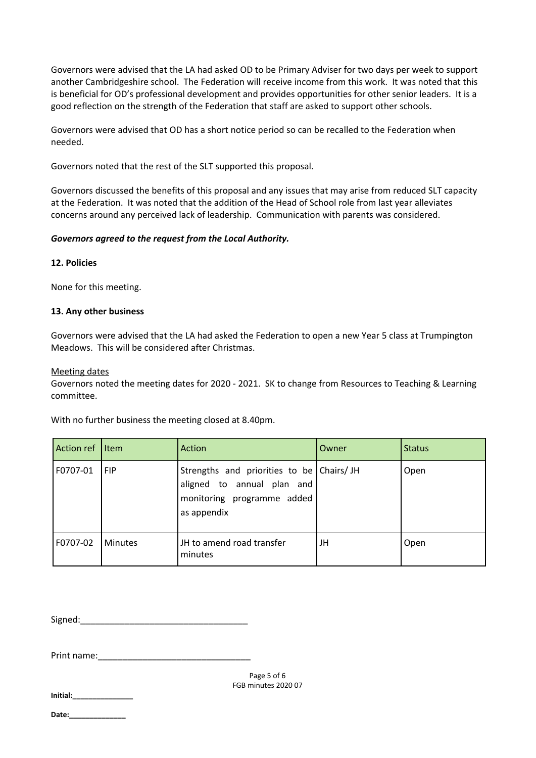Governors were advised that the LA had asked OD to be Primary Adviser for two days per week to support another Cambridgeshire school. The Federation will receive income from this work. It was noted that this is beneficial for OD's professional development and provides opportunities for other senior leaders. It is a good reflection on the strength of the Federation that staff are asked to support other schools.

Governors were advised that OD has a short notice period so can be recalled to the Federation when needed.

Governors noted that the rest of the SLT supported this proposal.

Governors discussed the benefits of this proposal and any issues that may arise from reduced SLT capacity at the Federation. It was noted that the addition of the Head of School role from last year alleviates concerns around any perceived lack of leadership. Communication with parents was considered.

***Governors agreed to the request from the Local Authority.***

**12. Policies**

None for this meeting.

**13. Any other business**

Governors were advised that the LA had asked the Federation to open a new Year 5 class at Trumpington Meadows. This will be considered after Christmas.

Meeting dates

Governors noted the meeting dates for 2020 - 2021. SK to change from Resources to Teaching & Learning committee.

With no further business the meeting closed at 8.40pm.

| Action ref | Item | Action | Owner | Status |
|---|---|---|---|---|
| F0707-01 | FIP | Strengths and priorities to be aligned to annual plan and monitoring programme added as appendix | Chairs/ JH | Open |
| F0707-02 | Minutes | JH to amend road transfer minutes | JH | Open |

Signed:\_\_\_\_\_\_\_\_\_\_\_\_\_\_\_\_\_\_\_\_\_\_\_\_\_\_\_\_\_\_\_\_\_\_

Print name:\_\_\_\_\_\_\_\_\_\_\_\_\_\_\_\_\_\_\_\_\_\_\_\_\_\_\_\_\_\_\_

**Initial:**\_\_\_\_\_\_\_\_\_\_\_\_\_\_\_

**Date:**\_\_\_\_\_\_\_\_\_\_\_\_\_\_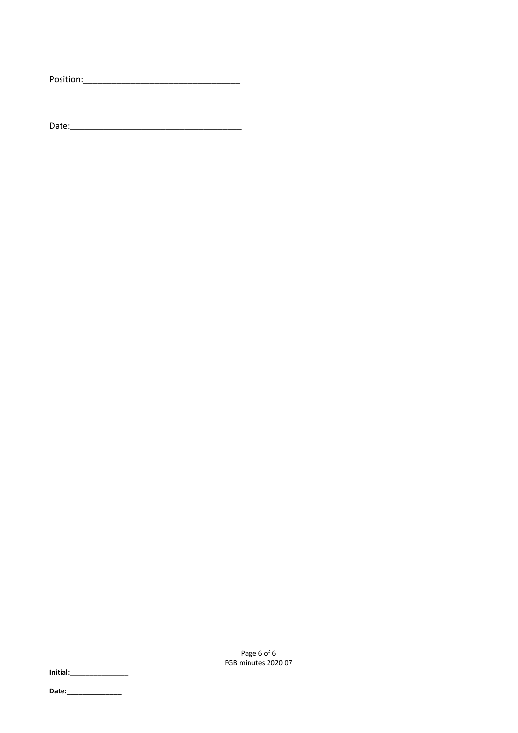Position:________________________________

Date:___________________________________

**Initial:_______________**

**Date:______________**